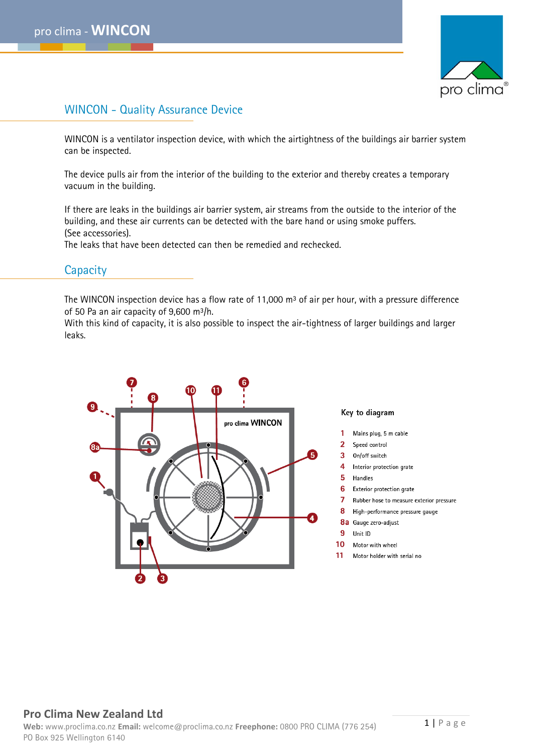## WINCON - Quality Assurance Device

WINCON is a ventilator inspection device, with which the airtightness of the buildings air barrier system can be inspected.

The device pulls air from the interior of the building to the exterior and thereby creates a temporary vacuum in the building.

If there are leaks in the buildings air barrier system, air streams from the outside to the interior of the building, and these air currents can be detected with the bare hand or using smoke puffers. (See accessories).
The leaks that have been detected can then be remedied and rechecked.

## Capacity

The WINCON inspection device has a flow rate of 11,000 m³ of air per hour, with a pressure difference of 50 Pa an air capacity of 9,600 m³/h.
With this kind of capacity, it is also possible to inspect the air-tightness of larger buildings and larger leaks.

**Key to diagram**

| | |
|---|---|
| 1 | Mains plug, 5 m cable |
| 2 | Speed control |
| 3 | On/off switch |
| 4 | Interior protection grate |
| 5 | Handles |
| 6 | Exterior protection grate |
| 7 | Rubber hose to measure exterior pressure |
| 8 | High-performance pressure gauge |
| 8a | Gauge zero-adjust |
| 9 | Unit ID |
| 10 | Motor with wheel |
| 11 | Motor holder with serial no |

**Pro Clima New Zealand Ltd**
**Web:** www.proclima.co.nz **Email:** welcome@proclima.co.nz **Freephone:** 0800 PRO CLIMA (776 254)
PO Box 925 Wellington 6140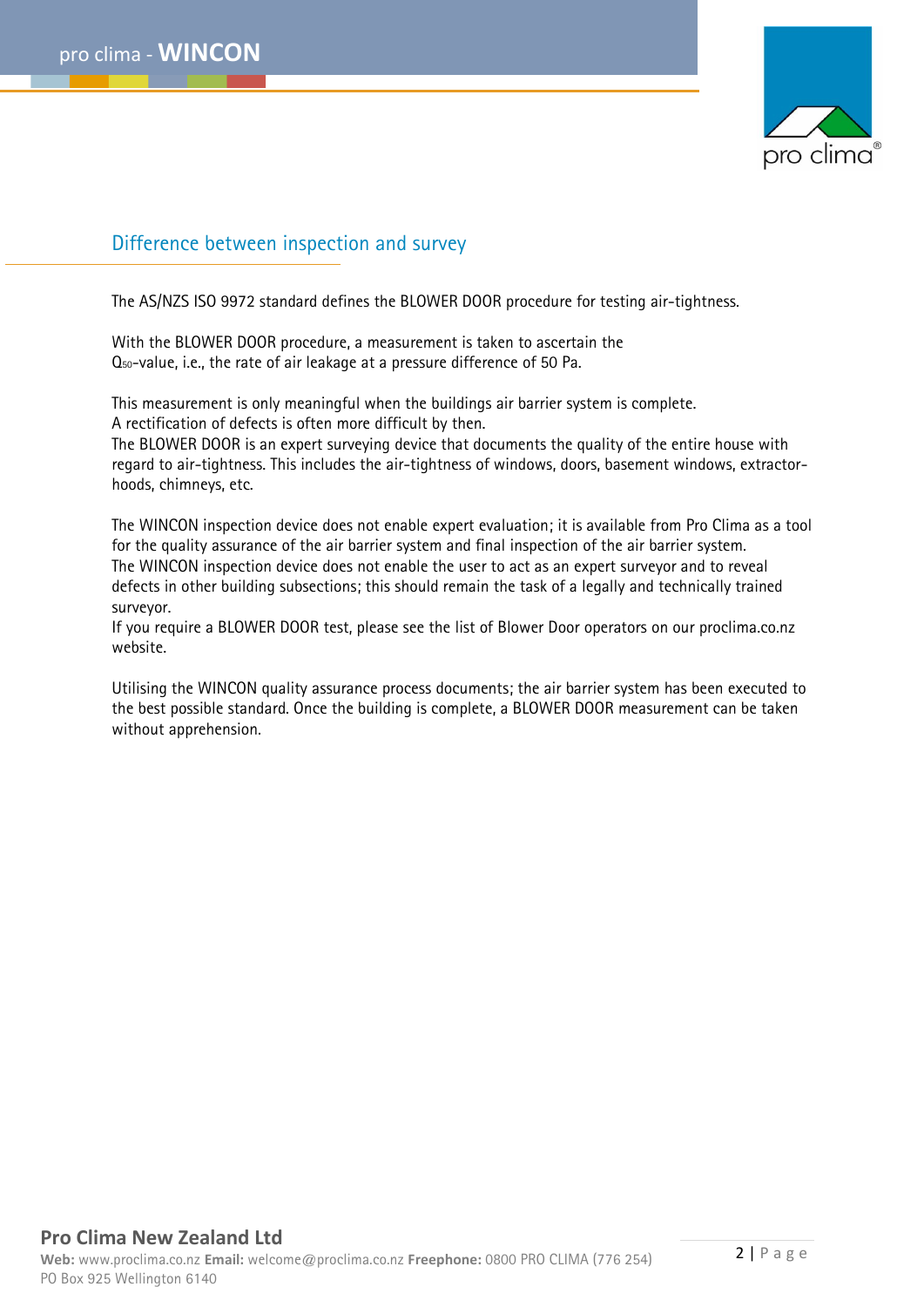## Difference between inspection and survey

The AS/NZS ISO 9972 standard defines the BLOWER DOOR procedure for testing air-tightness.

With the BLOWER DOOR procedure, a measurement is taken to ascertain the $Q_{50}$-value, i.e., the rate of air leakage at a pressure difference of 50 Pa.

This measurement is only meaningful when the buildings air barrier system is complete.
A rectification of defects is often more difficult by then.
The BLOWER DOOR is an expert surveying device that documents the quality of the entire house with regard to air-tightness. This includes the air-tightness of windows, doors, basement windows, extractor-hoods, chimneys, etc.

The WINCON inspection device does not enable expert evaluation; it is available from Pro Clima as a tool for the quality assurance of the air barrier system and final inspection of the air barrier system.
The WINCON inspection device does not enable the user to act as an expert surveyor and to reveal defects in other building subsections; this should remain the task of a legally and technically trained surveyor.
If you require a BLOWER DOOR test, please see the list of Blower Door operators on our proclima.co.nz website.

Utilising the WINCON quality assurance process documents; the air barrier system has been executed to the best possible standard. Once the building is complete, a BLOWER DOOR measurement can be taken without apprehension.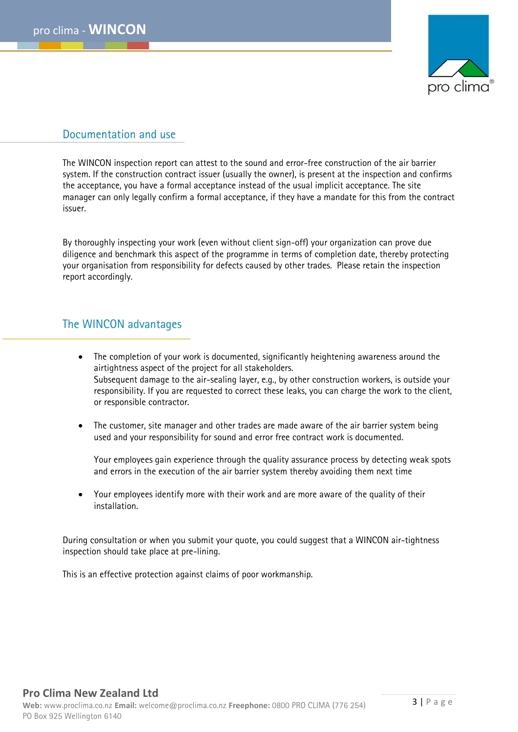## Documentation and use

The WINCON inspection report can attest to the sound and error-free construction of the air barrier system. If the construction contract issuer (usually the owner), is present at the inspection and confirms the acceptance, you have a formal acceptance instead of the usual implicit acceptance. The site manager can only legally confirm a formal acceptance, if they have a mandate for this from the contract issuer.

By thoroughly inspecting your work (even without client sign-off) your organization can prove due diligence and benchmark this aspect of the programme in terms of completion date, thereby protecting your organisation from responsibility for defects caused by other trades. Please retain the inspection report accordingly.

## The WINCON advantages

- The completion of your work is documented, significantly heightening awareness around the airtightness aspect of the project for all stakeholders.
  Subsequent damage to the air-sealing layer, e.g., by other construction workers, is outside your responsibility. If you are requested to correct these leaks, you can charge the work to the client, or responsible contractor.

- The customer, site manager and other trades are made aware of the air barrier system being used and your responsibility for sound and error free contract work is documented.

  Your employees gain experience through the quality assurance process by detecting weak spots and errors in the execution of the air barrier system thereby avoiding them next time

- Your employees identify more with their work and are more aware of the quality of their installation.

During consultation or when you submit your quote, you could suggest that a WINCON air-tightness inspection should take place at pre-lining.

This is an effective protection against claims of poor workmanship.

**Pro Clima New Zealand Ltd**
**Web:** www.proclima.co.nz **Email:** welcome@proclima.co.nz **Freephone:** 0800 PRO CLIMA (776 254)
PO Box 925 Wellington 6140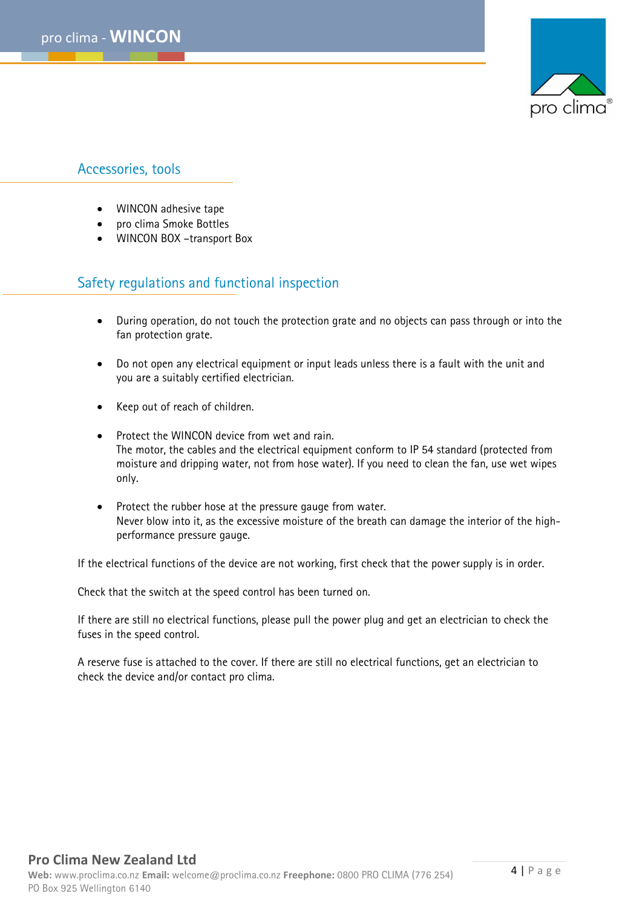## Accessories, tools

- WINCON adhesive tape
- pro clima Smoke Bottles
- WINCON BOX –transport Box

## Safety regulations and functional inspection

- During operation, do not touch the protection grate and no objects can pass through or into the fan protection grate.
- Do not open any electrical equipment or input leads unless there is a fault with the unit and you are a suitably certified electrician.
- Keep out of reach of children.
- Protect the WINCON device from wet and rain.
  The motor, the cables and the electrical equipment conform to IP 54 standard (protected from moisture and dripping water, not from hose water). If you need to clean the fan, use wet wipes only.
- Protect the rubber hose at the pressure gauge from water.
  Never blow into it, as the excessive moisture of the breath can damage the interior of the high-performance pressure gauge.

If the electrical functions of the device are not working, first check that the power supply is in order.

Check that the switch at the speed control has been turned on.

If there are still no electrical functions, please pull the power plug and get an electrician to check the fuses in the speed control.

A reserve fuse is attached to the cover. If there are still no electrical functions, get an electrician to check the device and/or contact pro clima.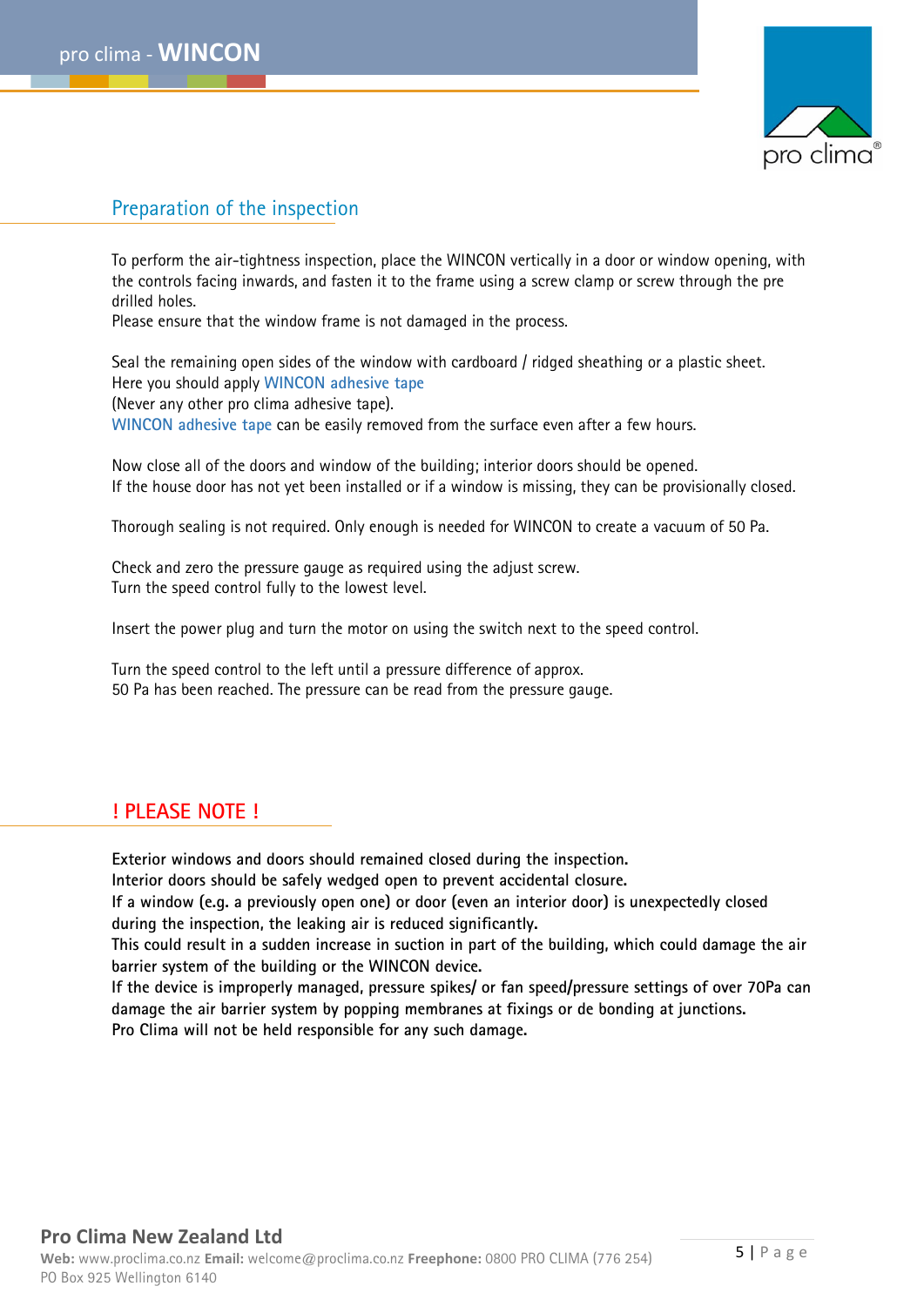## Preparation of the inspection

To perform the air-tightness inspection, place the WINCON vertically in a door or window opening, with the controls facing inwards, and fasten it to the frame using a screw clamp or screw through the pre drilled holes.
Please ensure that the window frame is not damaged in the process.

Seal the remaining open sides of the window with cardboard / ridged sheathing or a plastic sheet.
Here you should apply WINCON adhesive tape
(Never any other pro clima adhesive tape).
WINCON adhesive tape can be easily removed from the surface even after a few hours.

Now close all of the doors and window of the building; interior doors should be opened.
If the house door has not yet been installed or if a window is missing, they can be provisionally closed.

Thorough sealing is not required. Only enough is needed for WINCON to create a vacuum of 50 Pa.

Check and zero the pressure gauge as required using the adjust screw.
Turn the speed control fully to the lowest level.

Insert the power plug and turn the motor on using the switch next to the speed control.

Turn the speed control to the left until a pressure difference of approx.
50 Pa has been reached. The pressure can be read from the pressure gauge.

## ! PLEASE NOTE !

**Exterior windows and doors should remained closed during the inspection.**
**Interior doors should be safely wedged open to prevent accidental closure.**
**If a window (e.g. a previously open one) or door (even an interior door) is unexpectedly closed during the inspection, the leaking air is reduced significantly.**
**This could result in a sudden increase in suction in part of the building, which could damage the air barrier system of the building or the WINCON device.**
**If the device is improperly managed, pressure spikes/ or fan speed/pressure settings of over 70Pa can damage the air barrier system by popping membranes at fixings or de bonding at junctions.**
**Pro Clima will not be held responsible for any such damage.**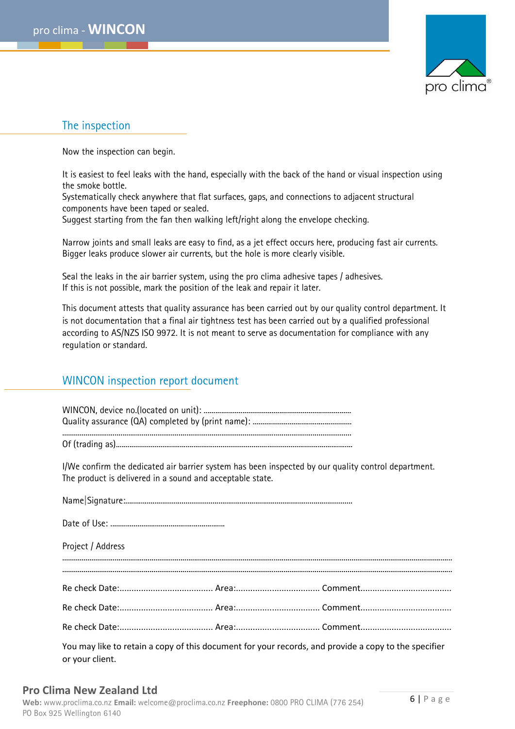## The inspection

Now the inspection can begin.

It is easiest to feel leaks with the hand, especially with the back of the hand or visual inspection using the smoke bottle.
Systematically check anywhere that flat surfaces, gaps, and connections to adjacent structural components have been taped or sealed.
Suggest starting from the fan then walking left/right along the envelope checking.

Narrow joints and small leaks are easy to find, as a jet effect occurs here, producing fast air currents.
Bigger leaks produce slower air currents, but the hole is more clearly visible.

Seal the leaks in the air barrier system, using the pro clima adhesive tapes / adhesives.
If this is not possible, mark the position of the leak and repair it later.

This document attests that quality assurance has been carried out by our quality control department. It is not documentation that a final air tightness test has been carried out by a qualified professional according to AS/NZS ISO 9972. It is not meant to serve as documentation for compliance with any regulation or standard.

## WINCON inspection report document

WINCON, device no.(located on unit): ..........................................................................
Quality assurance (QA) completed by (print name): ...................................................
.......................................................................................................................................
Of (trading as)......................................................................................................................

I/We confirm the dedicated air barrier system has been inspected by our quality control department.
The product is delivered in a sound and acceptable state.

Name|Signature:...................................................................................................................

Date of Use: ..........................................................

Project / Address
.......................................................................................................................................................................................
.......................................................................................................................................................................................

Re check Date:....................................... Area:................................... Comment......................................

Re check Date:....................................... Area:................................... Comment......................................

Re check Date:....................................... Area:................................... Comment......................................

You may like to retain a copy of this document for your records, and provide a copy to the specifier or your client.

**Pro Clima New Zealand Ltd**
**Web:** www.proclima.co.nz **Email:** welcome@proclima.co.nz **Freephone:** 0800 PRO CLIMA (776 254)
PO Box 925 Wellington 6140